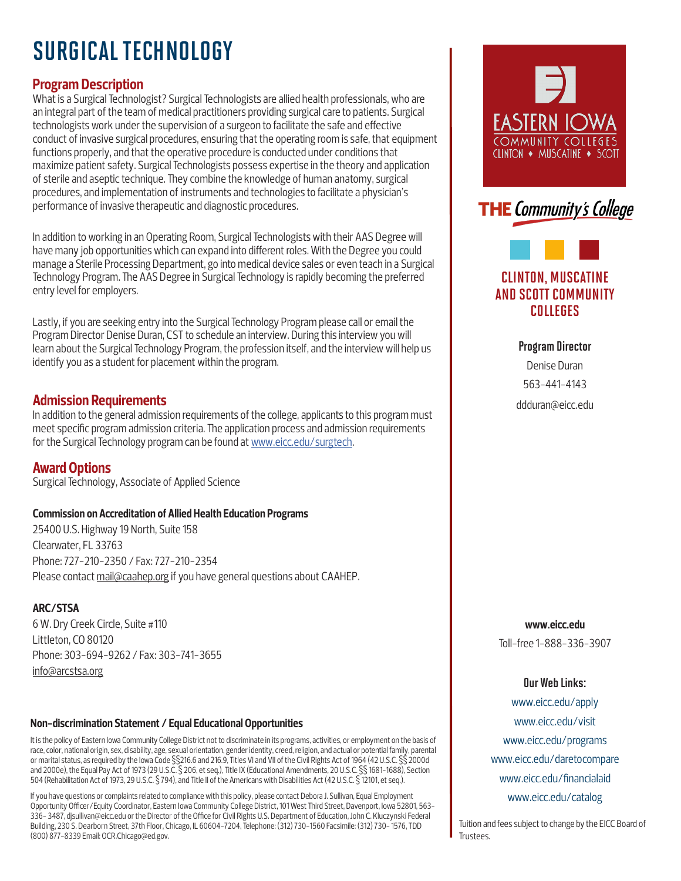# SURGICAL TECHNOLOGY

## Program Description

What is a Surgical Technologist? Surgical Technologists are allied health professionals, who are an integral part of the team of medical practitioners providing surgical care to patients. Surgical technologists work under the supervision of a surgeon to facilitate the safe and effective conduct of invasive surgical procedures, ensuring that the operating room is safe, that equipment functions properly, and that the operative procedure is conducted under conditions that maximize patient safety. Surgical Technologists possess expertise in the theory and application of sterile and aseptic technique. They combine the knowledge of human anatomy, surgical procedures, and implementation of instruments and technologies to facilitate a physician's performance of invasive therapeutic and diagnostic procedures.

In addition to working in an Operating Room, Surgical Technologists with their AAS Degree will have many job opportunities which can expand into different roles. With the Degree you could manage a Sterile Processing Department, go into medical device sales or even teach in a Surgical Technology Program. The AAS Degree in Surgical Technology is rapidly becoming the preferred entry level for employers.

Lastly, if you are seeking entry into the Surgical Technology Program please call or email the Program Director Denise Duran, CST to schedule an interview. During this interview you will learn about the Surgical Technology Program, the profession itself, and the interview will help us identify you as a student for placement within the program.

## Admission Requirements

In addition to the general admission requirements of the college, applicants to this program must meet specific program admission criteria. The application process and admission requirements for the Surgical Technology program can be found at www.eicc.edu/surgtech.

## Award Options

Surgical Technology, Associate of Applied Science

### Commission on Accreditation of Allied Health Education Programs

25400 U.S. Highway 19 North, Suite 158
Clearwater, FL 33763
Phone: 727-210-2350 / Fax: 727-210-2354
Please contact mail@caahep.org if you have general questions about CAAHEP.

### ARC/STSA

6 W. Dry Creek Circle, Suite #110
Littleton, CO 80120
Phone: 303-694-9262 / Fax: 303-741-3655
info@arcstsa.org

### Non-discrimination Statement / Equal Educational Opportunities

It is the policy of Eastern Iowa Community College District not to discriminate in its programs, activities, or employment on the basis of race, color, national origin, sex, disability, age, sexual orientation, gender identity, creed, religion, and actual or potential family, parental or marital status, as required by the Iowa Code §§216.6 and 216.9, Titles VI and VII of the Civil Rights Act of 1964 (42 U.S.C. §§ 2000d and 2000e), the Equal Pay Act of 1973 (29 U.S.C. § 206, et seq.), Title IX (Educational Amendments, 20 U.S.C. §§ 1681-1688), Section 504 (Rehabilitation Act of 1973, 29 U.S.C. § 794), and Title II of the Americans with Disabilities Act (42 U.S.C. § 12101, et seq.).

If you have questions or complaints related to compliance with this policy, please contact Debora J. Sullivan, Equal Employment Opportunity Officer/Equity Coordinator, Eastern Iowa Community College District, 101 West Third Street, Davenport, Iowa 52801, 563-336- 3487, djsullivan@eicc.edu or the Director of the Office for Civil Rights U.S. Department of Education, John C. Kluczynski Federal Building, 230 S. Dearborn Street, 37th Floor, Chicago, IL 60604-7204, Telephone: (312) 730-1560 Facsimile: (312) 730- 1576, TDD (800) 877-8339 Email: OCR.Chicago@ed.gov.

EASTERN IOWA COMMUNITY COLLEGES
CLINTON ♦ MUSCATINE ♦ SCOTT

THE *Community's College*

## CLINTON, MUSCATINE AND SCOTT COMMUNITY COLLEGES

**Program Director**
Denise Duran
563-441-4143
ddduran@eicc.edu

**www.eicc.edu**
Toll-free 1-888-336-3907

**Our Web Links:**
www.eicc.edu/apply
www.eicc.edu/visit
www.eicc.edu/programs
www.eicc.edu/daretocompare
www.eicc.edu/financialaid
www.eicc.edu/catalog

Tuition and fees subject to change by the EICC Board of Trustees.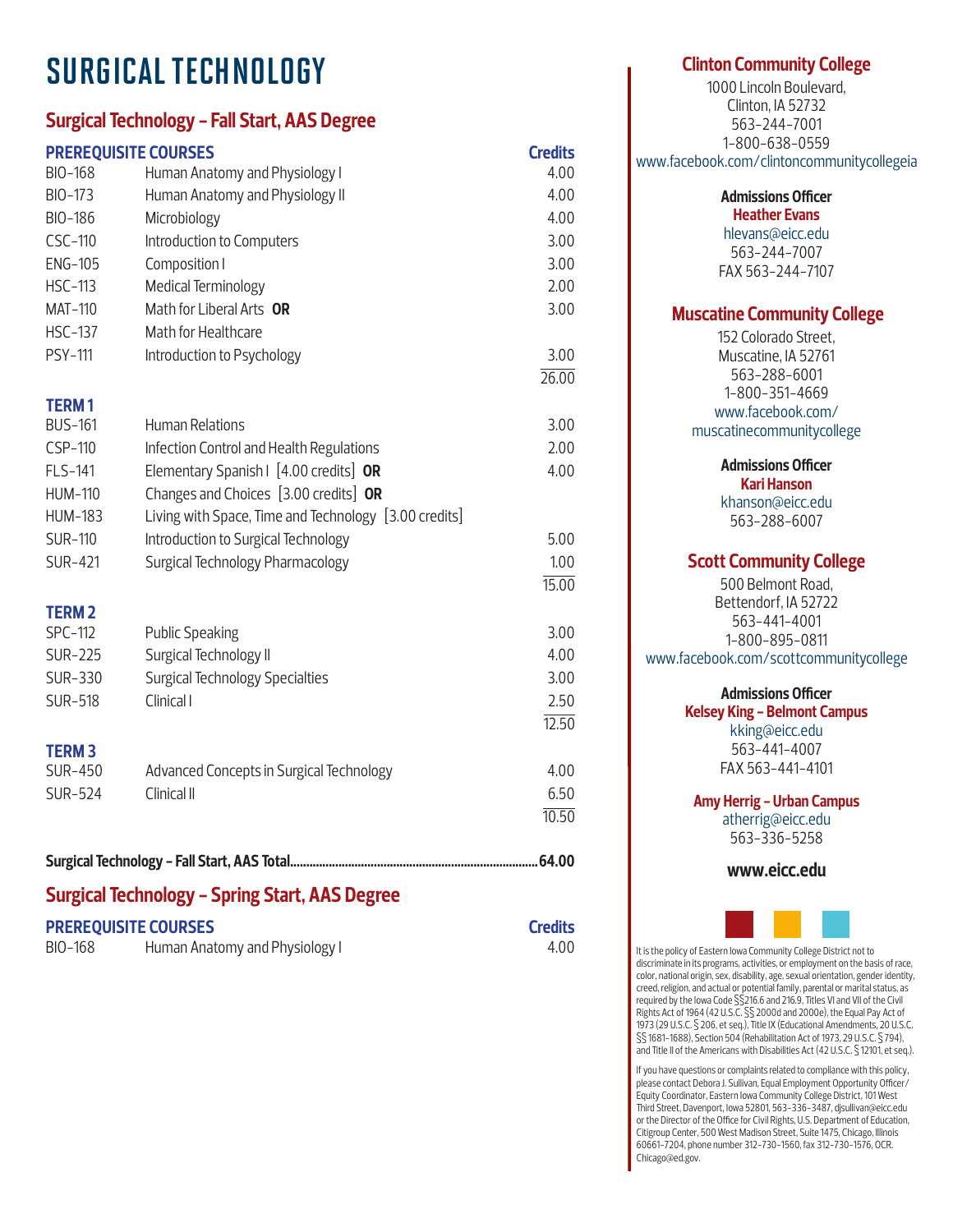# SURGICAL TECHNOLOGY

## Surgical Technology – Fall Start, AAS Degree

| PREREQUISITE COURSES | | Credits |
|---|---|---|
| BIO-168 | Human Anatomy and Physiology I | 4.00 |
| BIO-173 | Human Anatomy and Physiology II | 4.00 |
| BIO-186 | Microbiology | 4.00 |
| CSC-110 | Introduction to Computers | 3.00 |
| ENG-105 | Composition I | 3.00 |
| HSC-113 | Medical Terminology | 2.00 |
| MAT-110 | Math for Liberal Arts **OR** | 3.00 |
| HSC-137 | Math for Healthcare | |
| PSY-111 | Introduction to Psychology | 3.00 |
| | | 26.00 |

| TERM 1 | | |
|---|---|---|
| BUS-161 | Human Relations | 3.00 |
| CSP-110 | Infection Control and Health Regulations | 2.00 |
| FLS-141 | Elementary Spanish I [4.00 credits] **OR** | 4.00 |
| HUM-110 | Changes and Choices [3.00 credits] **OR** | |
| HUM-183 | Living with Space, Time and Technology [3.00 credits] | |
| SUR-110 | Introduction to Surgical Technology | 5.00 |
| SUR-421 | Surgical Technology Pharmacology | 1.00 |
| | | 15.00 |

| TERM 2 | | |
|---|---|---|
| SPC-112 | Public Speaking | 3.00 |
| SUR-225 | Surgical Technology II | 4.00 |
| SUR-330 | Surgical Technology Specialties | 3.00 |
| SUR-518 | Clinical I | 2.50 |
| | | 12.50 |

| TERM 3 | | |
|---|---|---|
| SUR-450 | Advanced Concepts in Surgical Technology | 4.00 |
| SUR-524 | Clinical II | 6.50 |
| | | 10.50 |

**Surgical Technology – Fall Start, AAS Total............64.00**

## Surgical Technology – Spring Start, AAS Degree

| PREREQUISITE COURSES | | Credits |
|---|---|---|
| BIO-168 | Human Anatomy and Physiology I | 4.00 |

### Clinton Community College

1000 Lincoln Boulevard,
Clinton, IA 52732
563-244-7001
1-800-638-0559
www.facebook.com/clintoncommunitycollegeia

**Admissions Officer**
**Heather Evans**
hlevans@eicc.edu
563-244-7007
FAX 563-244-7107

### Muscatine Community College

152 Colorado Street,
Muscatine, IA 52761
563-288-6001
1-800-351-4669
www.facebook.com/muscatinecommunitycollege

**Admissions Officer**
**Kari Hanson**
khanson@eicc.edu
563-288-6007

### Scott Community College

500 Belmont Road,
Bettendorf, IA 52722
563-441-4001
1-800-895-0811
www.facebook.com/scottcommunitycollege

**Admissions Officer**
**Kelsey King – Belmont Campus**
kking@eicc.edu
563-441-4007
FAX 563-441-4101

**Amy Herrig – Urban Campus**
atherrig@eicc.edu
563-336-5258

**www.eicc.edu**

It is the policy of Eastern Iowa Community College District not to discriminate in its programs, activities, or employment on the basis of race, color, national origin, sex, disability, age, sexual orientation, gender identity, creed, religion, and actual or potential family, parental or marital status, as required by the Iowa Code §§216.6 and 216.9, Titles VI and VII of the Civil Rights Act of 1964 (42 U.S.C. §§ 2000d and 2000e), the Equal Pay Act of 1973 (29 U.S.C. § 206, et seq.), Title IX (Educational Amendments, 20 U.S.C. §§ 1681–1688), Section 504 (Rehabilitation Act of 1973, 29 U.S.C. § 794), and Title II of the Americans with Disabilities Act (42 U.S.C. § 12101, et seq.).

If you have questions or complaints related to compliance with this policy, please contact Debora J. Sullivan, Equal Employment Opportunity Officer/Equity Coordinator, Eastern Iowa Community College District, 101 West Third Street, Davenport, Iowa 52801, 563-336-3487, djsullivan@eicc.edu or the Director of the Office for Civil Rights, U.S. Department of Education, Citigroup Center, 500 West Madison Street, Suite 1475, Chicago, Illinois 60661-7204, phone number 312-730-1560, fax 312-730-1576, OCR.Chicago@ed.gov.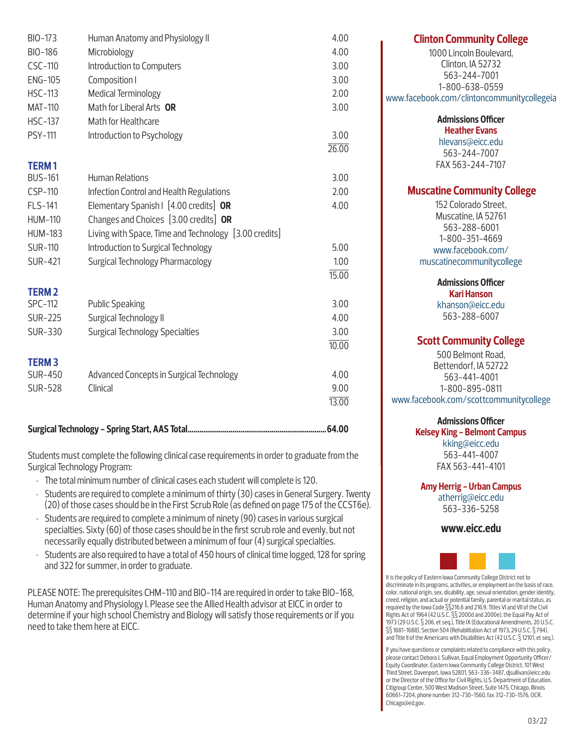| | | |
|---|---|---|
| BIO-173 | Human Anatomy and Physiology II | 4.00 |
| BIO-186 | Microbiology | 4.00 |
| CSC-110 | Introduction to Computers | 3.00 |
| ENG-105 | Composition I | 3.00 |
| HSC-113 | Medical Terminology | 2.00 |
| MAT-110 | Math for Liberal Arts **OR** | 3.00 |
| HSC-137 | Math for Healthcare | |
| PSY-111 | Introduction to Psychology | 3.00 |
| | | 26.00 |

### TERM 1

| | | |
|---|---|---|
| BUS-161 | Human Relations | 3.00 |
| CSP-110 | Infection Control and Health Regulations | 2.00 |
| FLS-141 | Elementary Spanish I [4.00 credits] **OR** | 4.00 |
| HUM-110 | Changes and Choices [3.00 credits] **OR** | |
| HUM-183 | Living with Space, Time and Technology [3.00 credits] | |
| SUR-110 | Introduction to Surgical Technology | 5.00 |
| SUR-421 | Surgical Technology Pharmacology | 1.00 |
| | | 15.00 |

### TERM 2

| | | |
|---|---|---|
| SPC-112 | Public Speaking | 3.00 |
| SUR-225 | Surgical Technology II | 4.00 |
| SUR-330 | Surgical Technology Specialties | 3.00 |
| | | 10.00 |

### TERM 3

| | | |
|---|---|---|
| SUR-450 | Advanced Concepts in Surgical Technology | 4.00 |
| SUR-528 | Clinical | 9.00 |
| | | 13.00 |

**Surgical Technology - Spring Start, AAS Total.......................................................................64.00**

Students must complete the following clinical case requirements in order to graduate from the Surgical Technology Program:

- The total minimum number of clinical cases each student will complete is 120.
- Students are required to complete a minimum of thirty (30) cases in General Surgery. Twenty (20) of those cases should be in the First Scrub Role (as defined on page 175 of the CCST6e).
- Students are required to complete a minimum of ninety (90) cases in various surgical specialties. Sixty (60) of those cases should be in the first scrub role and evenly, but not necessarily equally distributed between a minimum of four (4) surgical specialties.
- Students are also required to have a total of 450 hours of clinical time logged, 128 for spring and 322 for summer, in order to graduate.

PLEASE NOTE: The prerequisites CHM-110 and BIO-114 are required in order to take BIO-168, Human Anatomy and Physiology I. Please see the Allied Health advisor at EICC in order to determine if your high school Chemistry and Biology will satisfy those requirements or if you need to take them here at EICC.

## Clinton Community College

1000 Lincoln Boulevard,
Clinton, IA 52732
563-244-7001
1-800-638-0559
www.facebook.com/clintoncommunitycollegeia

**Admissions Officer**
**Heather Evans**
hlevans@eicc.edu
563-244-7007
FAX 563-244-7107

## Muscatine Community College

152 Colorado Street,
Muscatine, IA 52761
563-288-6001
1-800-351-4669
www.facebook.com/muscatinecommunitycollege

**Admissions Officer**
**Kari Hanson**
khanson@eicc.edu
563-288-6007

## Scott Community College

500 Belmont Road,
Bettendorf, IA 52722
563-441-4001
1-800-895-0811
www.facebook.com/scottcommunitycollege

**Admissions Officer**
**Kelsey King - Belmont Campus**
kking@eicc.edu
563-441-4007
FAX 563-441-4101

**Amy Herrig - Urban Campus**
aherrig@eicc.edu
563-336-5258

**www.eicc.edu**

It is the policy of Eastern Iowa Community College District not to discriminate in its programs, activities, or employment on the basis of race, color, national origin, sex, disability, age, sexual orientation, gender identity, creed, religion, and actual or potential family, parental or marital status, as required by the Iowa Code §§216.6 and 216.9, Titles VI and VII of the Civil Rights Act of 1964 (42 U.S.C. §§ 2000d and 2000e), the Equal Pay Act of 1973 (29 U.S.C. § 206, et seq.), Title IX (Educational Amendments, 20 U.S.C. §§ 1681–1688), Section 504 (Rehabilitation Act of 1973, 29 U.S.C. § 794), and Title II of the Americans with Disabilities Act (42 U.S.C. § 12101, et seq.).

If you have questions or complaints related to compliance with this policy, please contact Debora J. Sullivan, Equal Employment Opportunity Officer/ Equity Coordinator, Eastern Iowa Community College District, 101 West Third Street, Davenport, Iowa 52801, 563-336-3487, djsullivan@eicc.edu or the Director of the Office for Civil Rights, U.S. Department of Education, Citigroup Center, 500 West Madison Street, Suite 1475, Chicago, Illinois 60661-7204, phone number 312-730-1560, fax 312-730-1576, OCR.Chicago@ed.gov.

03/22